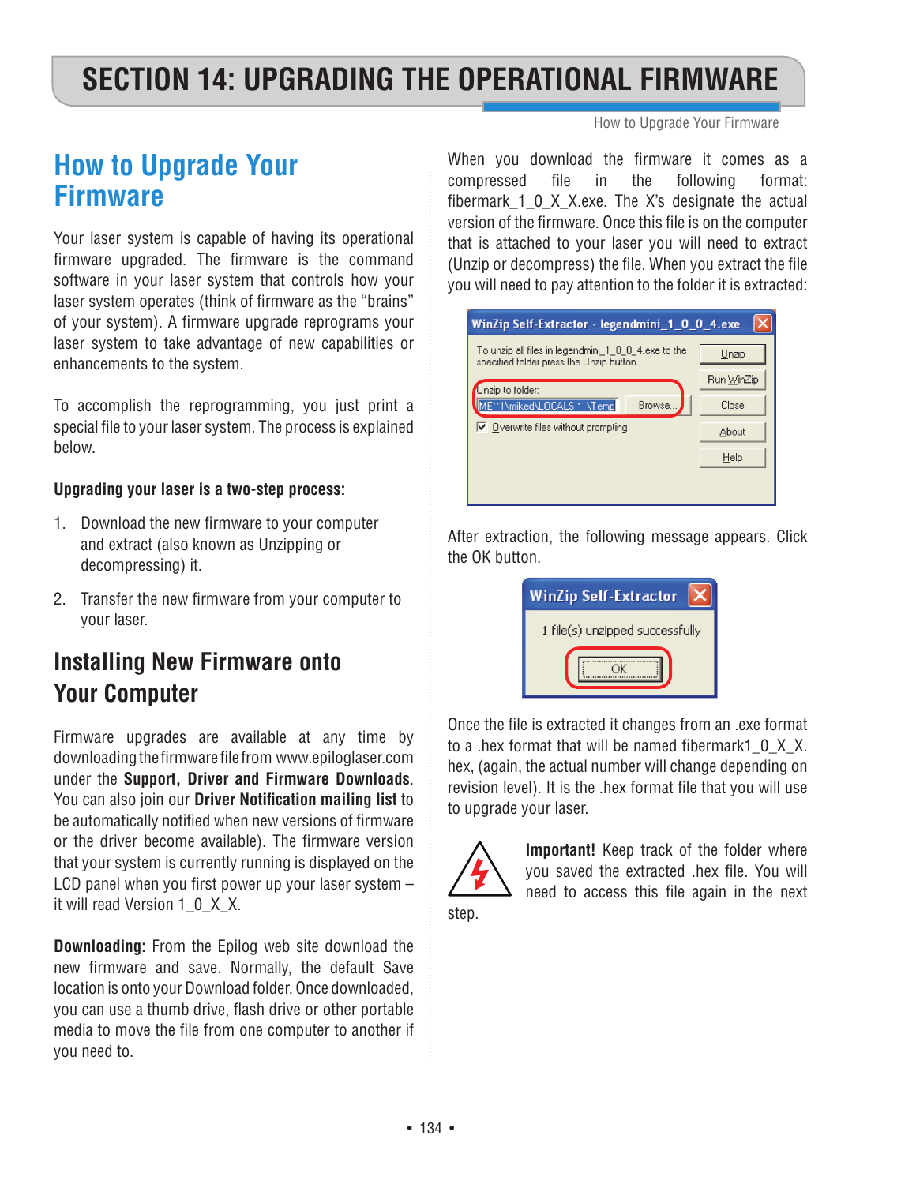# SECTION 14: UPGRADING THE OPERATIONAL FIRMWARE

## How to Upgrade Your Firmware

Your laser system is capable of having its operational firmware upgraded. The firmware is the command software in your laser system that controls how your laser system operates (think of firmware as the "brains" of your system). A firmware upgrade reprograms your laser system to take advantage of new capabilities or enhancements to the system.

To accomplish the reprogramming, you just print a special file to your laser system. The process is explained below.

**Upgrading your laser is a two-step process:**

1. Download the new firmware to your computer and extract (also known as Unzipping or decompressing) it.
2. Transfer the new firmware from your computer to your laser.

## Installing New Firmware onto Your Computer

Firmware upgrades are available at any time by downloading the firmware file from www.epiloglaser.com under the **Support, Driver and Firmware Downloads**. You can also join our **Driver Notification mailing list** to be automatically notified when new versions of firmware or the driver become available). The firmware version that your system is currently running is displayed on the LCD panel when you first power up your laser system – it will read Version 1_0_X_X.

**Downloading:** From the Epilog web site download the new firmware and save. Normally, the default Save location is onto your Download folder. Once downloaded, you can use a thumb drive, flash drive or other portable media to move the file from one computer to another if you need to.

When you download the firmware it comes as a compressed file in the following format: fibermark_1_0_X_X.exe. The X's designate the actual version of the firmware. Once this file is on the computer that is attached to your laser you will need to extract (Unzip or decompress) the file. When you extract the file you will need to pay attention to the folder it is extracted:

After extraction, the following message appears. Click the OK button.

Once the file is extracted it changes from an .exe format to a .hex format that will be named fibermark1_0_X_X.hex, (again, the actual number will change depending on revision level). It is the .hex format file that you will use to upgrade your laser.

**Important!** Keep track of the folder where you saved the extracted .hex file. You will need to access this file again in the next step.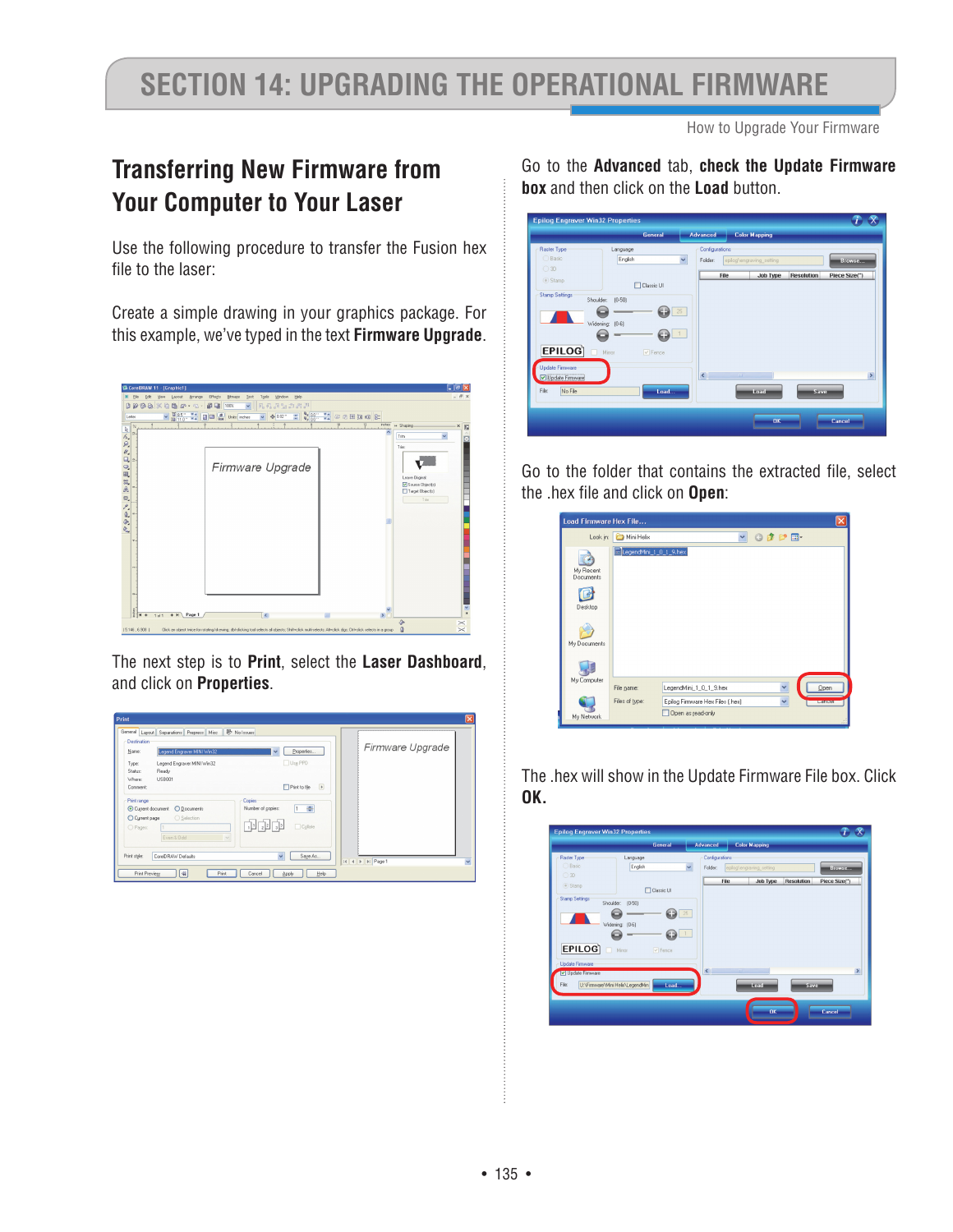# SECTION 14: UPGRADING THE OPERATIONAL FIRMWARE

## Transferring New Firmware from Your Computer to Your Laser

Use the following procedure to transfer the Fusion hex file to the laser:

Create a simple drawing in your graphics package. For this example, we've typed in the text **Firmware Upgrade**.

The next step is to **Print**, select the **Laser Dashboard**, and click on **Properties**.

Go to the **Advanced** tab, **check the Update Firmware box** and then click on the **Load** button.

Go to the folder that contains the extracted file, select the .hex file and click on **Open**:

The .hex will show in the Update Firmware File box. Click **OK.**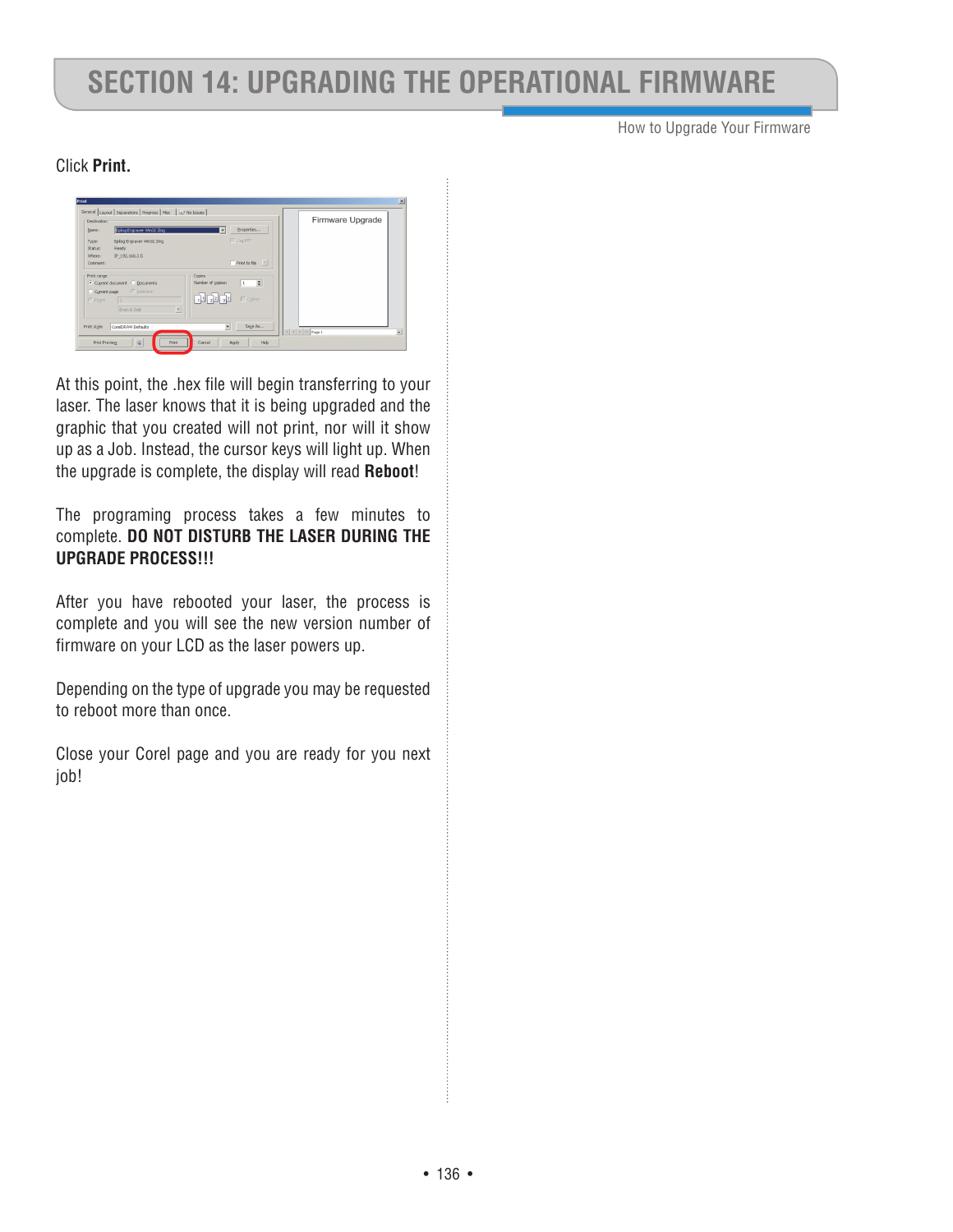# SECTION 14: UPGRADING THE OPERATIONAL FIRMWARE

How to Upgrade Your Firmware

Click **Print.**

At this point, the .hex file will begin transferring to your laser. The laser knows that it is being upgraded and the graphic that you created will not print, nor will it show up as a Job. Instead, the cursor keys will light up. When the upgrade is complete, the display will read **Reboot**!

The programing process takes a few minutes to complete. **DO NOT DISTURB THE LASER DURING THE UPGRADE PROCESS!!!**

After you have rebooted your laser, the process is complete and you will see the new version number of firmware on your LCD as the laser powers up.

Depending on the type of upgrade you may be requested to reboot more than once.

Close your Corel page and you are ready for you next job!